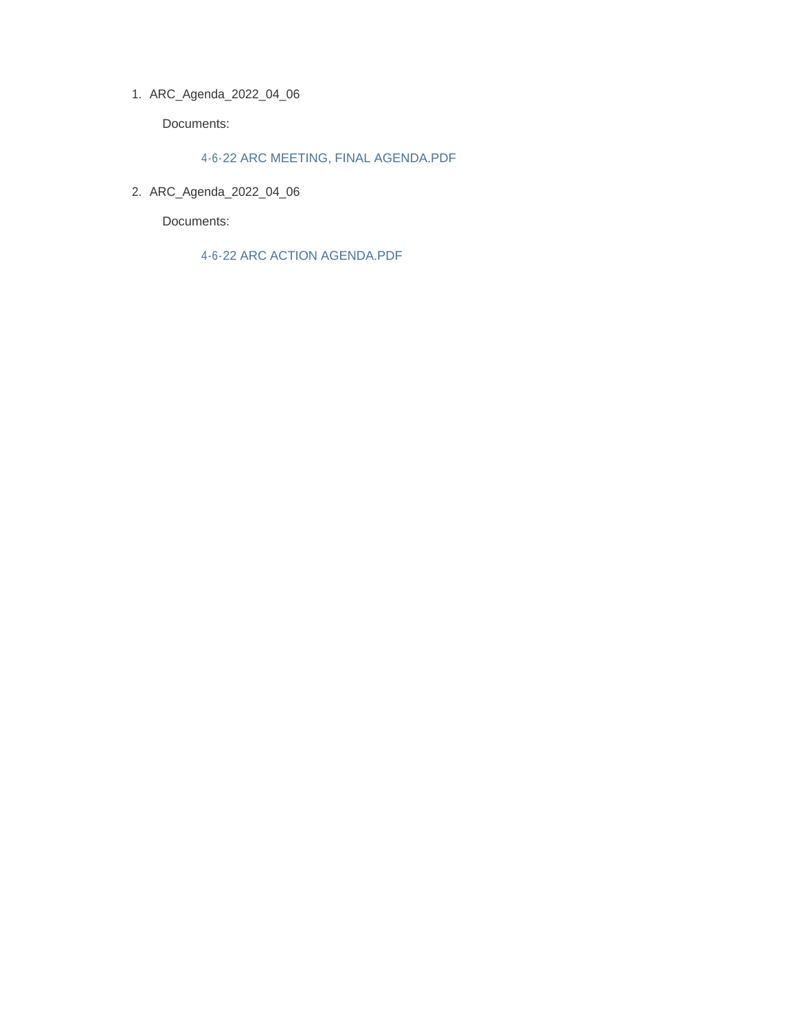1. ARC_Agenda_2022_04_06

   Documents:

   4-6-22 ARC MEETING, FINAL AGENDA.PDF

2. ARC_Agenda_2022_04_06

   Documents:

   4-6-22 ARC ACTION AGENDA.PDF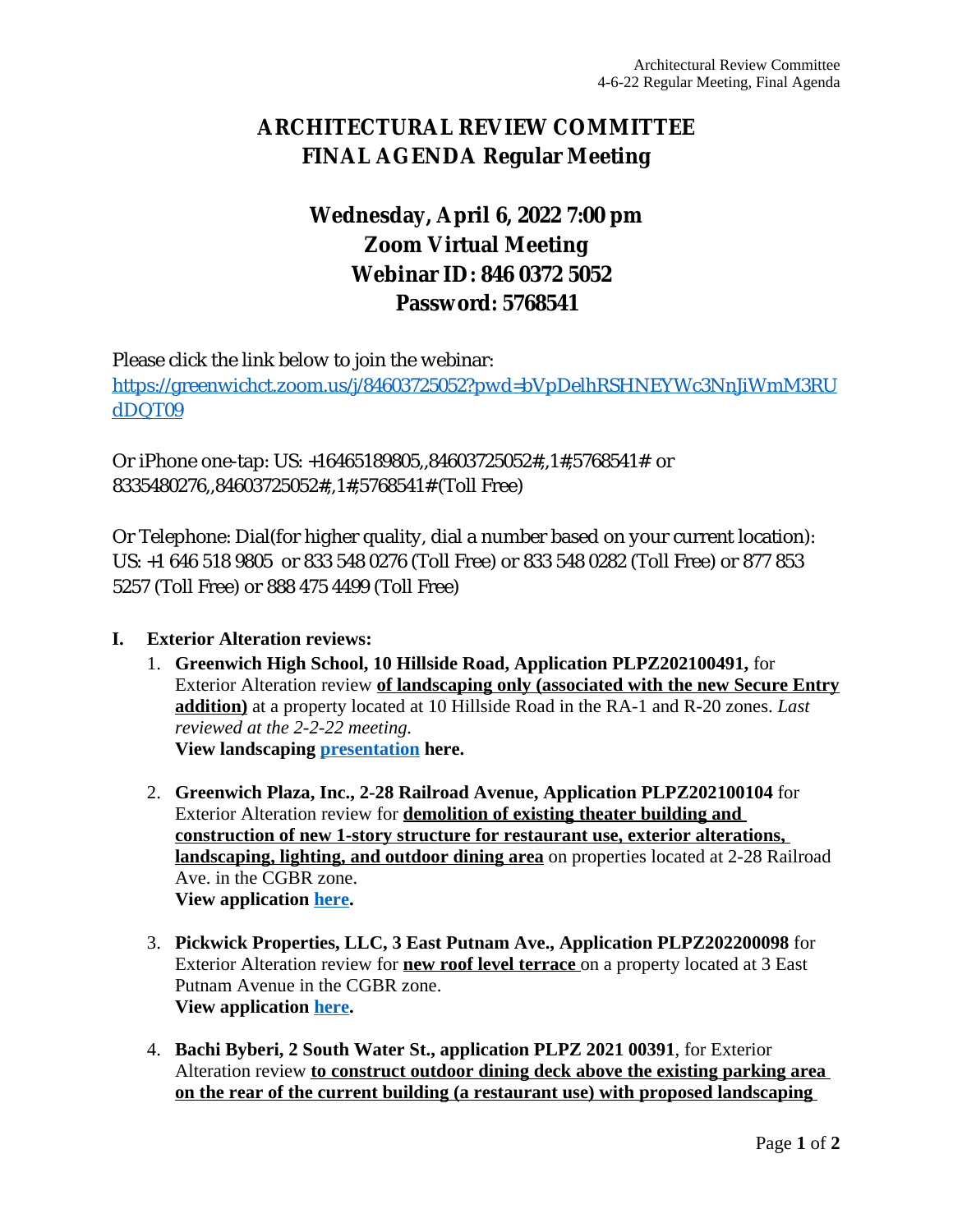# ARCHITECTURAL REVIEW COMMITTEE
# FINAL AGENDA Regular Meeting

## Wednesday, April 6, 2022 7:00 pm
## Zoom Virtual Meeting
## Webinar ID: 846 0372 5052
## Password: 5768541

Please click the link below to join the webinar:
https://greenwichct.zoom.us/j/84603725052?pwd=bVpDelhRSHNEYWc3NnJiWmM3RUdDQT09

Or iPhone one-tap: US: +16465189805,,84603725052#,,1#,5768541# or 8335480276,,84603725052#,,1#,5768541# (Toll Free)

Or Telephone: Dial(for higher quality, dial a number based on your current location): US: +1 646 518 9805 or 833 548 0276 (Toll Free) or 833 548 0282 (Toll Free) or 877 853 5257 (Toll Free) or 888 475 4499 (Toll Free)

**I. Exterior Alteration reviews:**

1. **Greenwich High School, 10 Hillside Road, Application PLPZ202100491,** for Exterior Alteration review **of landscaping only (associated with the new Secure Entry addition)** at a property located at 10 Hillside Road in the RA-1 and R-20 zones. *Last reviewed at the 2-2-22 meeting.*
   **View landscaping presentation here.**

2. **Greenwich Plaza, Inc., 2-28 Railroad Avenue, Application PLPZ202100104** for Exterior Alteration review for **demolition of existing theater building and construction of new 1-story structure for restaurant use, exterior alterations, landscaping, lighting, and outdoor dining area** on properties located at 2-28 Railroad Ave. in the CGBR zone.
   **View application here.**

3. **Pickwick Properties, LLC, 3 East Putnam Ave., Application PLPZ202200098** for Exterior Alteration review for **new roof level terrace** on a property located at 3 East Putnam Avenue in the CGBR zone.
   **View application here.**

4. **Bachi Byberi, 2 South Water St., application PLPZ 2021 00391**, for Exterior Alteration review **to construct outdoor dining deck above the existing parking area on the rear of the current building (a restaurant use) with proposed landscaping**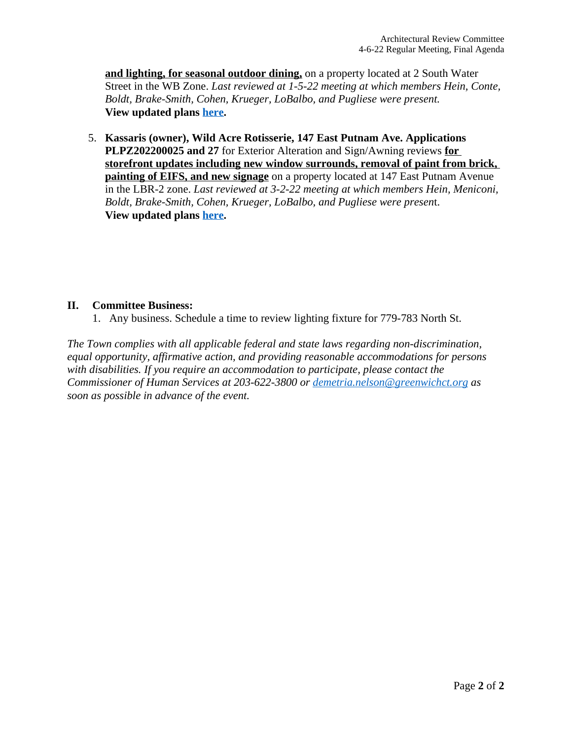**and lighting, for seasonal outdoor dining,** on a property located at 2 South Water Street in the WB Zone. *Last reviewed at 1-5-22 meeting at which members Hein, Conte, Boldt, Brake-Smith, Cohen, Krueger, LoBalbo, and Pugliese were present.*
**View updated plans here.**

5. **Kassaris (owner), Wild Acre Rotisserie, 147 East Putnam Ave. Applications PLPZ202200025 and 27** for Exterior Alteration and Sign/Awning reviews **for storefront updates including new window surrounds, removal of paint from brick, painting of EIFS, and new signage** on a property located at 147 East Putnam Avenue in the LBR-2 zone. *Last reviewed at 3-2-22 meeting at which members Hein, Meniconi, Boldt, Brake-Smith, Cohen, Krueger, LoBalbo, and Pugliese were present.*
**View updated plans here.**

## II. Committee Business:

1. Any business. Schedule a time to review lighting fixture for 779-783 North St.

*The Town complies with all applicable federal and state laws regarding non-discrimination, equal opportunity, affirmative action, and providing reasonable accommodations for persons with disabilities. If you require an accommodation to participate, please contact the Commissioner of Human Services at 203-622-3800 or demetria.nelson@greenwichct.org as soon as possible in advance of the event.*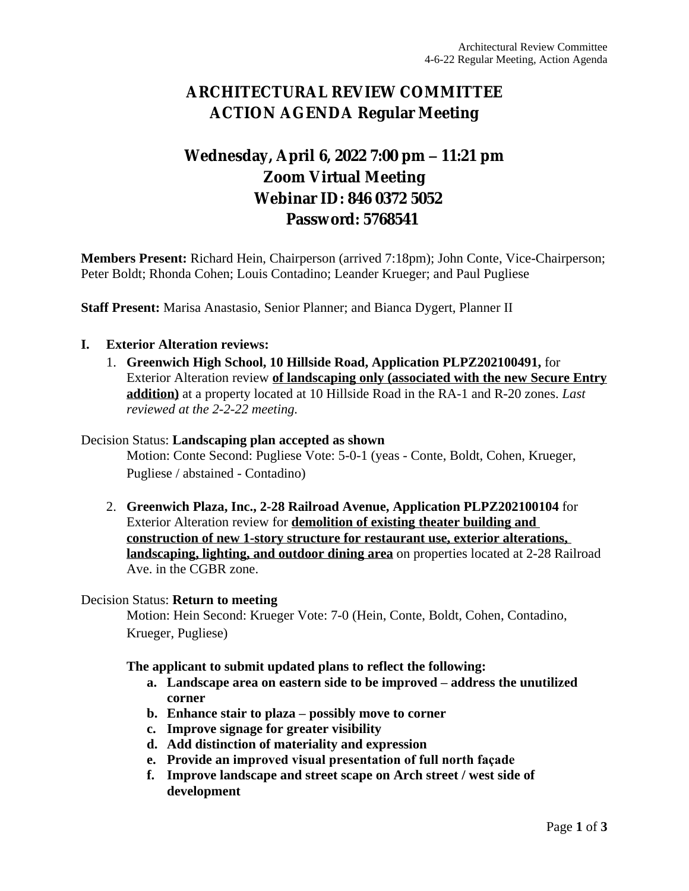# ARCHITECTURAL REVIEW COMMITTEE
# ACTION AGENDA Regular Meeting

## Wednesday, April 6, 2022 7:00 pm – 11:21 pm
## Zoom Virtual Meeting
## Webinar ID: 846 0372 5052
## Password: 5768541

**Members Present:** Richard Hein, Chairperson (arrived 7:18pm); John Conte, Vice-Chairperson; Peter Boldt; Rhonda Cohen; Louis Contadino; Leander Krueger; and Paul Pugliese

**Staff Present:** Marisa Anastasio, Senior Planner; and Bianca Dygert, Planner II

**I. Exterior Alteration reviews:**

1. **Greenwich High School, 10 Hillside Road, Application PLPZ202100491,** for Exterior Alteration review **of landscaping only (associated with the new Secure Entry addition)** at a property located at 10 Hillside Road in the RA-1 and R-20 zones. *Last reviewed at the 2-2-22 meeting.*

Decision Status: **Landscaping plan accepted as shown**

Motion: Conte Second: Pugliese Vote: 5-0-1 (yeas - Conte, Boldt, Cohen, Krueger, Pugliese / abstained - Contadino)

2. **Greenwich Plaza, Inc., 2-28 Railroad Avenue, Application PLPZ202100104** for Exterior Alteration review for **demolition of existing theater building and construction of new 1-story structure for restaurant use, exterior alterations, landscaping, lighting, and outdoor dining area** on properties located at 2-28 Railroad Ave. in the CGBR zone.

Decision Status: **Return to meeting**

Motion: Hein Second: Krueger Vote: 7-0 (Hein, Conte, Boldt, Cohen, Contadino, Krueger, Pugliese)

**The applicant to submit updated plans to reflect the following:**

- **a. Landscape area on eastern side to be improved – address the unutilized corner**
- **b. Enhance stair to plaza – possibly move to corner**
- **c. Improve signage for greater visibility**
- **d. Add distinction of materiality and expression**
- **e. Provide an improved visual presentation of full north façade**
- **f. Improve landscape and street scape on Arch street / west side of development**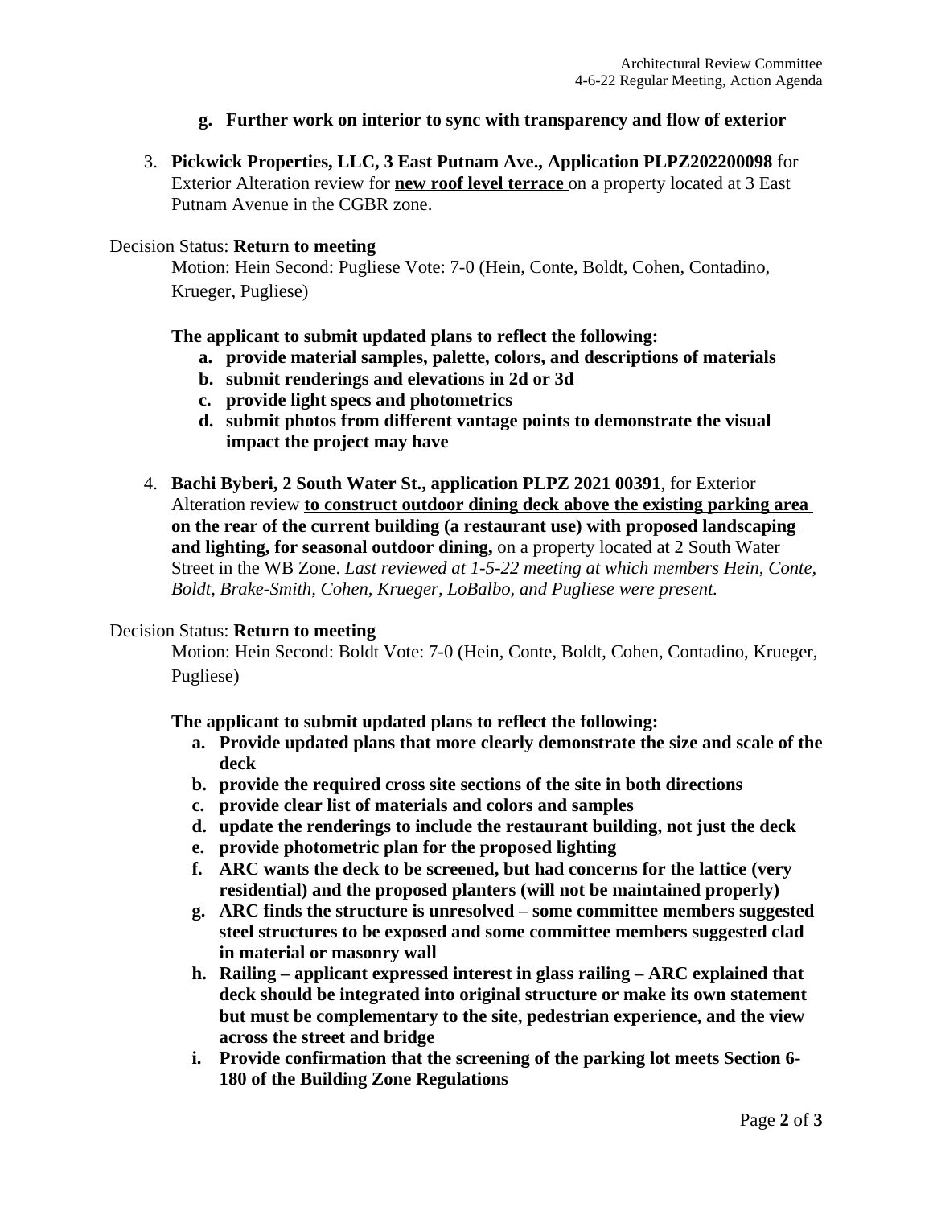**g. Further work on interior to sync with transparency and flow of exterior**

3. **Pickwick Properties, LLC, 3 East Putnam Ave., Application PLPZ202200098** for Exterior Alteration review for **new roof level terrace** on a property located at 3 East Putnam Avenue in the CGBR zone.

Decision Status: **Return to meeting**

Motion: Hein Second: Pugliese Vote: 7-0 (Hein, Conte, Boldt, Cohen, Contadino, Krueger, Pugliese)

**The applicant to submit updated plans to reflect the following:**

- **a. provide material samples, palette, colors, and descriptions of materials**
- **b. submit renderings and elevations in 2d or 3d**
- **c. provide light specs and photometrics**
- **d. submit photos from different vantage points to demonstrate the visual impact the project may have**

4. **Bachi Byberi, 2 South Water St., application PLPZ 2021 00391**, for Exterior Alteration review **to construct outdoor dining deck above the existing parking area on the rear of the current building (a restaurant use) with proposed landscaping and lighting, for seasonal outdoor dining,** on a property located at 2 South Water Street in the WB Zone. *Last reviewed at 1-5-22 meeting at which members Hein, Conte, Boldt, Brake-Smith, Cohen, Krueger, LoBalbo, and Pugliese were present.*

Decision Status: **Return to meeting**

Motion: Hein Second: Boldt Vote: 7-0 (Hein, Conte, Boldt, Cohen, Contadino, Krueger, Pugliese)

**The applicant to submit updated plans to reflect the following:**

- **a. Provide updated plans that more clearly demonstrate the size and scale of the deck**
- **b. provide the required cross site sections of the site in both directions**
- **c. provide clear list of materials and colors and samples**
- **d. update the renderings to include the restaurant building, not just the deck**
- **e. provide photometric plan for the proposed lighting**
- **f. ARC wants the deck to be screened, but had concerns for the lattice (very residential) and the proposed planters (will not be maintained properly)**
- **g. ARC finds the structure is unresolved – some committee members suggested steel structures to be exposed and some committee members suggested clad in material or masonry wall**
- **h. Railing – applicant expressed interest in glass railing – ARC explained that deck should be integrated into original structure or make its own statement but must be complementary to the site, pedestrian experience, and the view across the street and bridge**
- **i. Provide confirmation that the screening of the parking lot meets Section 6-180 of the Building Zone Regulations**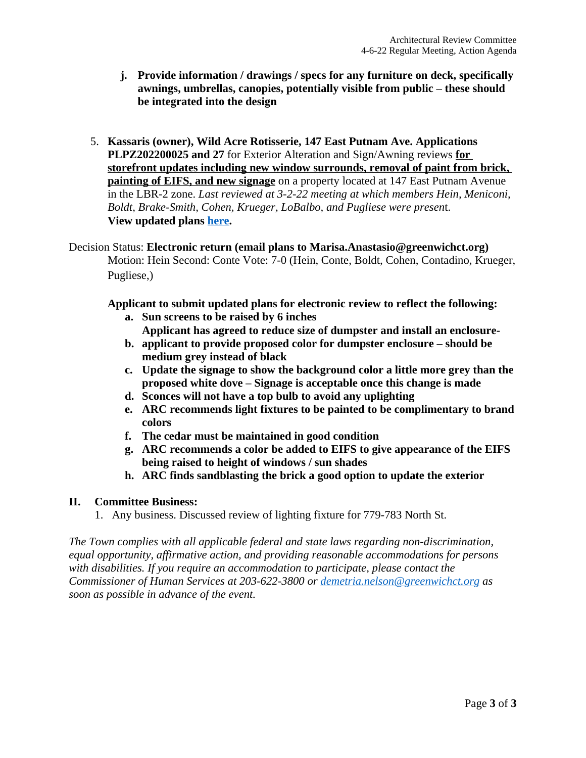**j. Provide information / drawings / specs for any furniture on deck, specifically awnings, umbrellas, canopies, potentially visible from public – these should be integrated into the design**

5. **Kassaris (owner), Wild Acre Rotisserie, 147 East Putnam Ave. Applications PLPZ202200025 and 27** for Exterior Alteration and Sign/Awning reviews **for storefront updates including new window surrounds, removal of paint from brick, painting of EIFS, and new signage** on a property located at 147 East Putnam Avenue in the LBR-2 zone. *Last reviewed at 3-2-22 meeting at which members Hein, Meniconi, Boldt, Brake-Smith, Cohen, Krueger, LoBalbo, and Pugliese were present.*
   **View updated plans here.**

Decision Status: **Electronic return (email plans to Marisa.Anastasio@greenwichct.org)**
Motion: Hein Second: Conte Vote: 7-0 (Hein, Conte, Boldt, Cohen, Contadino, Krueger, Pugliese,)

**Applicant to submit updated plans for electronic review to reflect the following:**

**a. Sun screens to be raised by 6 inches**
**Applicant has agreed to reduce size of dumpster and install an enclosure-**
**b. applicant to provide proposed color for dumpster enclosure – should be medium grey instead of black**
**c. Update the signage to show the background color a little more grey than the proposed white dove – Signage is acceptable once this change is made**
**d. Sconces will not have a top bulb to avoid any uplighting**
**e. ARC recommends light fixtures to be painted to be complimentary to brand colors**
**f. The cedar must be maintained in good condition**
**g. ARC recommends a color be added to EIFS to give appearance of the EIFS being raised to height of windows / sun shades**
**h. ARC finds sandblasting the brick a good option to update the exterior**

## II. Committee Business:

1. Any business. Discussed review of lighting fixture for 779-783 North St.

*The Town complies with all applicable federal and state laws regarding non-discrimination, equal opportunity, affirmative action, and providing reasonable accommodations for persons with disabilities. If you require an accommodation to participate, please contact the Commissioner of Human Services at 203-622-3800 or demetria.nelson@greenwichct.org as soon as possible in advance of the event.*